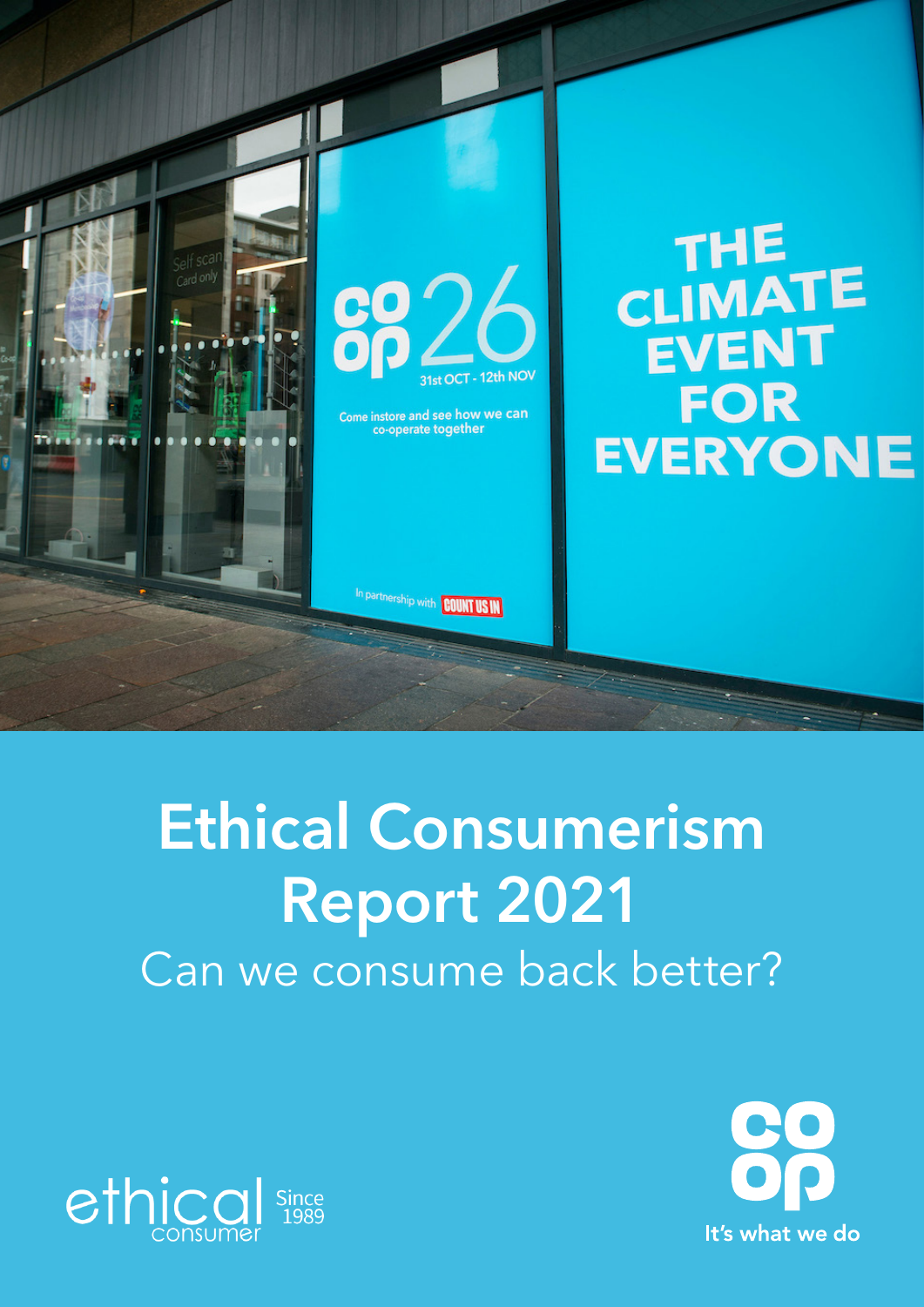# Ethical Consumerism Report 2021

## Can we consume back better?

ethical consumer Since 1989

co op It's what we do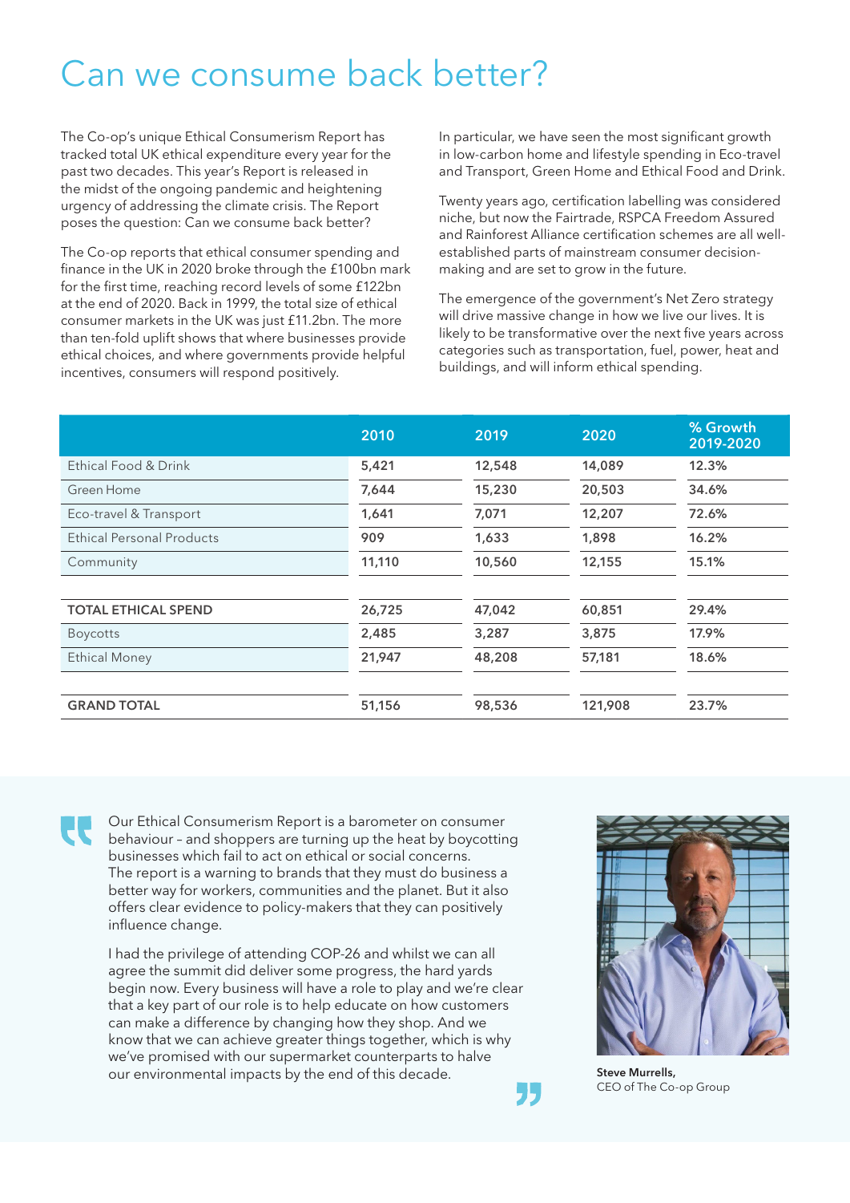# Can we consume back better?

The Co-op's unique Ethical Consumerism Report has tracked total UK ethical expenditure every year for the past two decades. This year's Report is released in the midst of the ongoing pandemic and heightening urgency of addressing the climate crisis. The Report poses the question: Can we consume back better?

The Co-op reports that ethical consumer spending and finance in the UK in 2020 broke through the £100bn mark for the first time, reaching record levels of some £122bn at the end of 2020. Back in 1999, the total size of ethical consumer markets in the UK was just £11.2bn. The more than ten-fold uplift shows that where businesses provide ethical choices, and where governments provide helpful incentives, consumers will respond positively.

In particular, we have seen the most significant growth in low-carbon home and lifestyle spending in Eco-travel and Transport, Green Home and Ethical Food and Drink.

Twenty years ago, certification labelling was considered niche, but now the Fairtrade, RSPCA Freedom Assured and Rainforest Alliance certification schemes are all well-established parts of mainstream consumer decision-making and are set to grow in the future.

The emergence of the government's Net Zero strategy will drive massive change in how we live our lives. It is likely to be transformative over the next five years across categories such as transportation, fuel, power, heat and buildings, and will inform ethical spending.

| | 2010 | 2019 | 2020 | % Growth 2019-2020 |
|---|---|---|---|---|
| Ethical Food & Drink | 5,421 | 12,548 | 14,089 | 12.3% |
| Green Home | 7,644 | 15,230 | 20,503 | 34.6% |
| Eco-travel & Transport | 1,641 | 7,071 | 12,207 | 72.6% |
| Ethical Personal Products | 909 | 1,633 | 1,898 | 16.2% |
| Community | 11,110 | 10,560 | 12,155 | 15.1% |
| | | | | |
| **TOTAL ETHICAL SPEND** | 26,725 | 47,042 | 60,851 | 29.4% |
| Boycotts | 2,485 | 3,287 | 3,875 | 17.9% |
| Ethical Money | 21,947 | 48,208 | 57,181 | 18.6% |
| | | | | |
| **GRAND TOTAL** | 51,156 | 98,536 | 121,908 | 23.7% |

> Our Ethical Consumerism Report is a barometer on consumer behaviour – and shoppers are turning up the heat by boycotting businesses which fail to act on ethical or social concerns. The report is a warning to brands that they must do business a better way for workers, communities and the planet. But it also offers clear evidence to policy-makers that they can positively influence change.
>
> I had the privilege of attending COP-26 and whilst we can all agree the summit did deliver some progress, the hard yards begin now. Every business will have a role to play and we're clear that a key part of our role is to help educate on how customers can make a difference by changing how they shop. And we know that we can achieve greater things together, which is why we've promised with our supermarket counterparts to halve our environmental impacts by the end of this decade.

**Steve Murrells,**
CEO of The Co-op Group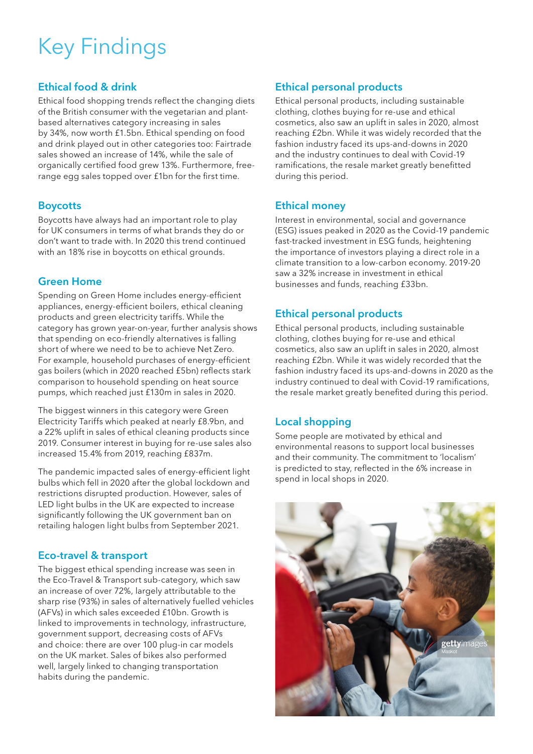# Key Findings

## Ethical food & drink

Ethical food shopping trends reflect the changing diets of the British consumer with the vegetarian and plant-based alternatives category increasing in sales by 34%, now worth £1.5bn. Ethical spending on food and drink played out in other categories too: Fairtrade sales showed an increase of 14%, while the sale of organically certified food grew 13%. Furthermore, free-range egg sales topped over £1bn for the first time.

## Boycotts

Boycotts have always had an important role to play for UK consumers in terms of what brands they do or don't want to trade with. In 2020 this trend continued with an 18% rise in boycotts on ethical grounds.

## Green Home

Spending on Green Home includes energy-efficient appliances, energy-efficient boilers, ethical cleaning products and green electricity tariffs. While the category has grown year-on-year, further analysis shows that spending on eco-friendly alternatives is falling short of where we need to be to achieve Net Zero. For example, household purchases of energy-efficient gas boilers (which in 2020 reached £5bn) reflects stark comparison to household spending on heat source pumps, which reached just £130m in sales in 2020.

The biggest winners in this category were Green Electricity Tariffs which peaked at nearly £8.9bn, and a 22% uplift in sales of ethical cleaning products since 2019. Consumer interest in buying for re-use sales also increased 15.4% from 2019, reaching £837m.

The pandemic impacted sales of energy-efficient light bulbs which fell in 2020 after the global lockdown and restrictions disrupted production. However, sales of LED light bulbs in the UK are expected to increase significantly following the UK government ban on retailing halogen light bulbs from September 2021.

## Eco-travel & transport

The biggest ethical spending increase was seen in the Eco-Travel & Transport sub-category, which saw an increase of over 72%, largely attributable to the sharp rise (93%) in sales of alternatively fuelled vehicles (AFVs) in which sales exceeded £10bn. Growth is linked to improvements in technology, infrastructure, government support, decreasing costs of AFVs and choice: there are over 100 plug-in car models on the UK market. Sales of bikes also performed well, largely linked to changing transportation habits during the pandemic.

## Ethical personal products

Ethical personal products, including sustainable clothing, clothes buying for re-use and ethical cosmetics, also saw an uplift in sales in 2020, almost reaching £2bn. While it was widely recorded that the fashion industry faced its ups-and-downs in 2020 and the industry continues to deal with Covid-19 ramifications, the resale market greatly benefitted during this period.

## Ethical money

Interest in environmental, social and governance (ESG) issues peaked in 2020 as the Covid-19 pandemic fast-tracked investment in ESG funds, heightening the importance of investors playing a direct role in a climate transition to a low-carbon economy. 2019-20 saw a 32% increase in investment in ethical businesses and funds, reaching £33bn.

## Ethical personal products

Ethical personal products, including sustainable clothing, clothes buying for re-use and ethical cosmetics, also saw an uplift in sales in 2020, almost reaching £2bn. While it was widely recorded that the fashion industry faced its ups-and-downs in 2020 as the industry continued to deal with Covid-19 ramifications, the resale market greatly benefited during this period.

## Local shopping

Some people are motivated by ethical and environmental reasons to support local businesses and their community. The commitment to 'localism' is predicted to stay, reflected in the 6% increase in spend in local shops in 2020.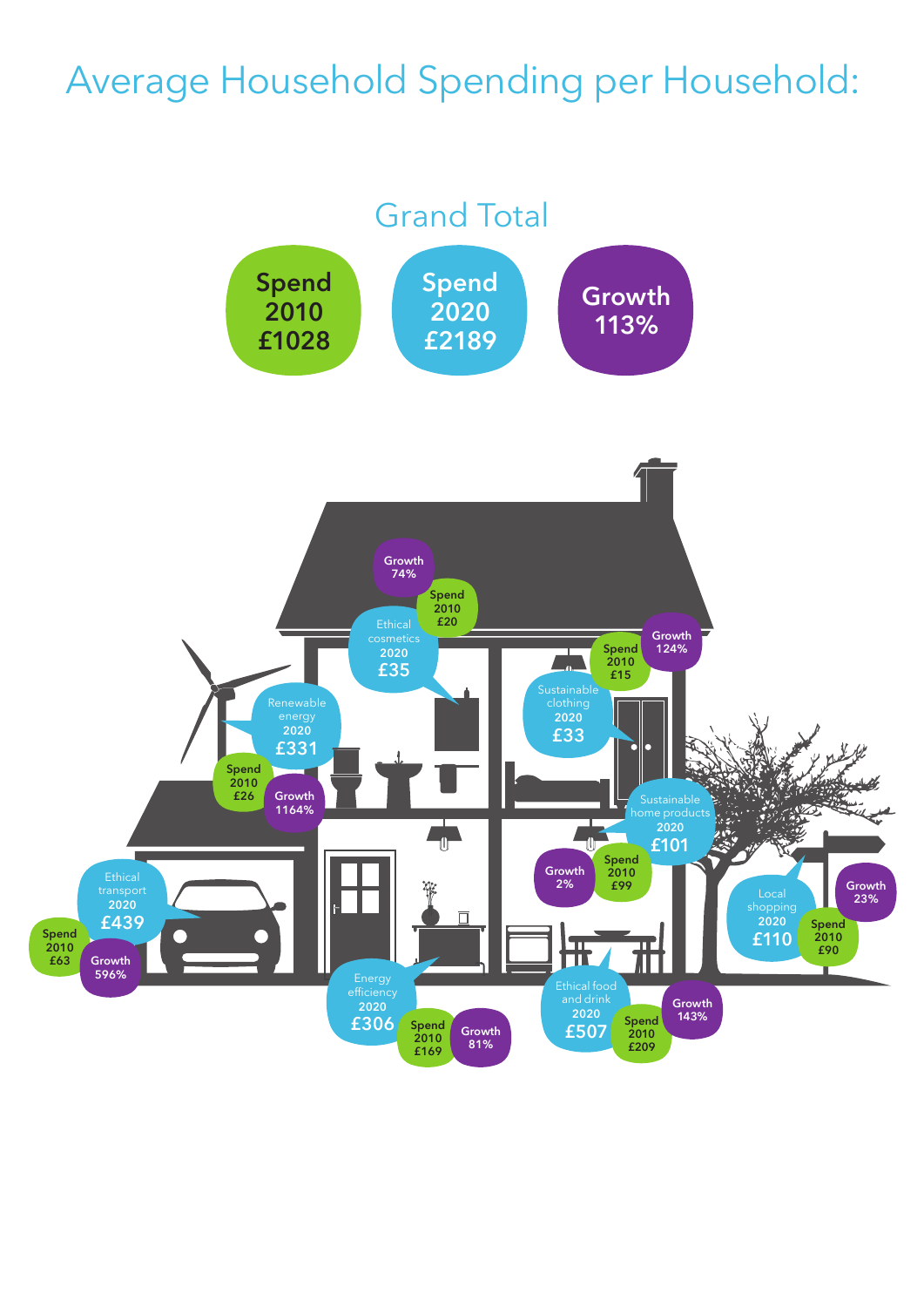# Average Household Spending per Household:

## Grand Total

| Spend 2010 | Spend 2020 | Growth |
|---|---|---|
| £1028 | £2189 | 113% |

| Category | Spend 2010 | Spend 2020 | Growth |
|---|---|---|---|
| Ethical cosmetics | £20 | £35 | 74% |
| Sustainable clothing | £15 | £33 | 124% |
| Renewable energy | £26 | £331 | 1164% |
| Sustainable home products | £99 | £101 | 2% |
| Ethical transport | £63 | £439 | 596% |
| Local shopping | £90 | £110 | 23% |
| Energy efficiency | £169 | £306 | 81% |
| Ethical food and drink | £209 | £507 | 143% |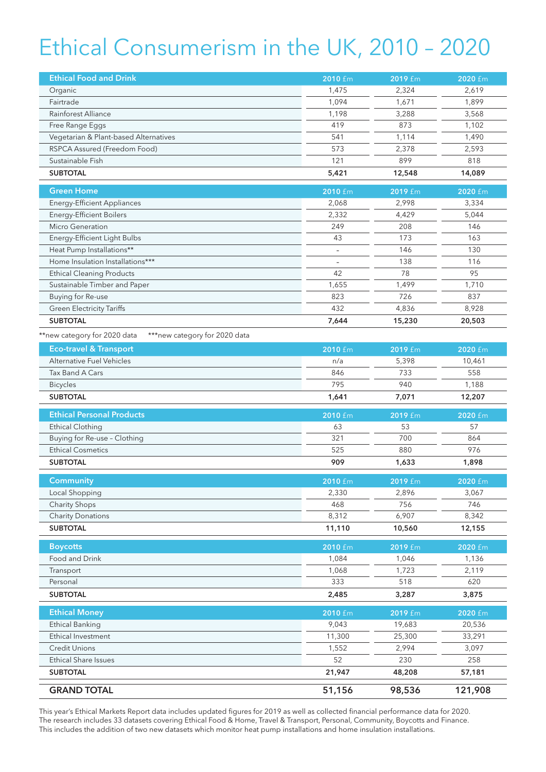# Ethical Consumerism in the UK, 2010 – 2020

| Ethical Food and Drink | 2010 £m | 2019 £m | 2020 £m |
|---|---|---|---|
| Organic | 1,475 | 2,324 | 2,619 |
| Fairtrade | 1,094 | 1,671 | 1,899 |
| Rainforest Alliance | 1,198 | 3,288 | 3,568 |
| Free Range Eggs | 419 | 873 | 1,102 |
| Vegetarian & Plant-based Alternatives | 541 | 1,114 | 1,490 |
| RSPCA Assured (Freedom Food) | 573 | 2,378 | 2,593 |
| Sustainable Fish | 121 | 899 | 818 |
| **SUBTOTAL** | **5,421** | **12,548** | **14,089** |

| Green Home | 2010 £m | 2019 £m | 2020 £m |
|---|---|---|---|
| Energy-Efficient Appliances | 2,068 | 2,998 | 3,334 |
| Energy-Efficient Boilers | 2,332 | 4,429 | 5,044 |
| Micro Generation | 249 | 208 | 146 |
| Energy-Efficient Light Bulbs | 43 | 173 | 163 |
| Heat Pump Installations** | - | 146 | 130 |
| Home Insulation Installations*** | - | 138 | 116 |
| Ethical Cleaning Products | 42 | 78 | 95 |
| Sustainable Timber and Paper | 1,655 | 1,499 | 1,710 |
| Buying for Re-use | 823 | 726 | 837 |
| Green Electricity Tariffs | 432 | 4,836 | 8,928 |
| **SUBTOTAL** | **7,644** | **15,230** | **20,503** |

**new category for 2020 data ***new category for 2020 data

| Eco-travel & Transport | 2010 £m | 2019 £m | 2020 £m |
|---|---|---|---|
| Alternative Fuel Vehicles | n/a | 5,398 | 10,461 |
| Tax Band A Cars | 846 | 733 | 558 |
| Bicycles | 795 | 940 | 1,188 |
| **SUBTOTAL** | **1,641** | **7,071** | **12,207** |

| Ethical Personal Products | 2010 £m | 2019 £m | 2020 £m |
|---|---|---|---|
| Ethical Clothing | 63 | 53 | 57 |
| Buying for Re-use – Clothing | 321 | 700 | 864 |
| Ethical Cosmetics | 525 | 880 | 976 |
| **SUBTOTAL** | **909** | **1,633** | **1,898** |

| Community | 2010 £m | 2019 £m | 2020 £m |
|---|---|---|---|
| Local Shopping | 2,330 | 2,896 | 3,067 |
| Charity Shops | 468 | 756 | 746 |
| Charity Donations | 8,312 | 6,907 | 8,342 |
| **SUBTOTAL** | **11,110** | **10,560** | **12,155** |

| Boycotts | 2010 £m | 2019 £m | 2020 £m |
|---|---|---|---|
| Food and Drink | 1,084 | 1,046 | 1,136 |
| Transport | 1,068 | 1,723 | 2,119 |
| Personal | 333 | 518 | 620 |
| **SUBTOTAL** | **2,485** | **3,287** | **3,875** |

| Ethical Money | 2010 £m | 2019 £m | 2020 £m |
|---|---|---|---|
| Ethical Banking | 9,043 | 19,683 | 20,536 |
| Ethical Investment | 11,300 | 25,300 | 33,291 |
| Credit Unions | 1,552 | 2,994 | 3,097 |
| Ethical Share Issues | 52 | 230 | 258 |
| **SUBTOTAL** | **21,947** | **48,208** | **57,181** |

| | 2010 £m | 2019 £m | 2020 £m |
|---|---|---|---|
| **GRAND TOTAL** | **51,156** | **98,536** | **121,908** |

This year's Ethical Markets Report data includes updated figures for 2019 as well as collected financial performance data for 2020. The research includes 33 datasets covering Ethical Food & Home, Travel & Transport, Personal, Community, Boycotts and Finance. This includes the addition of two new datasets which monitor heat pump installations and home insulation installations.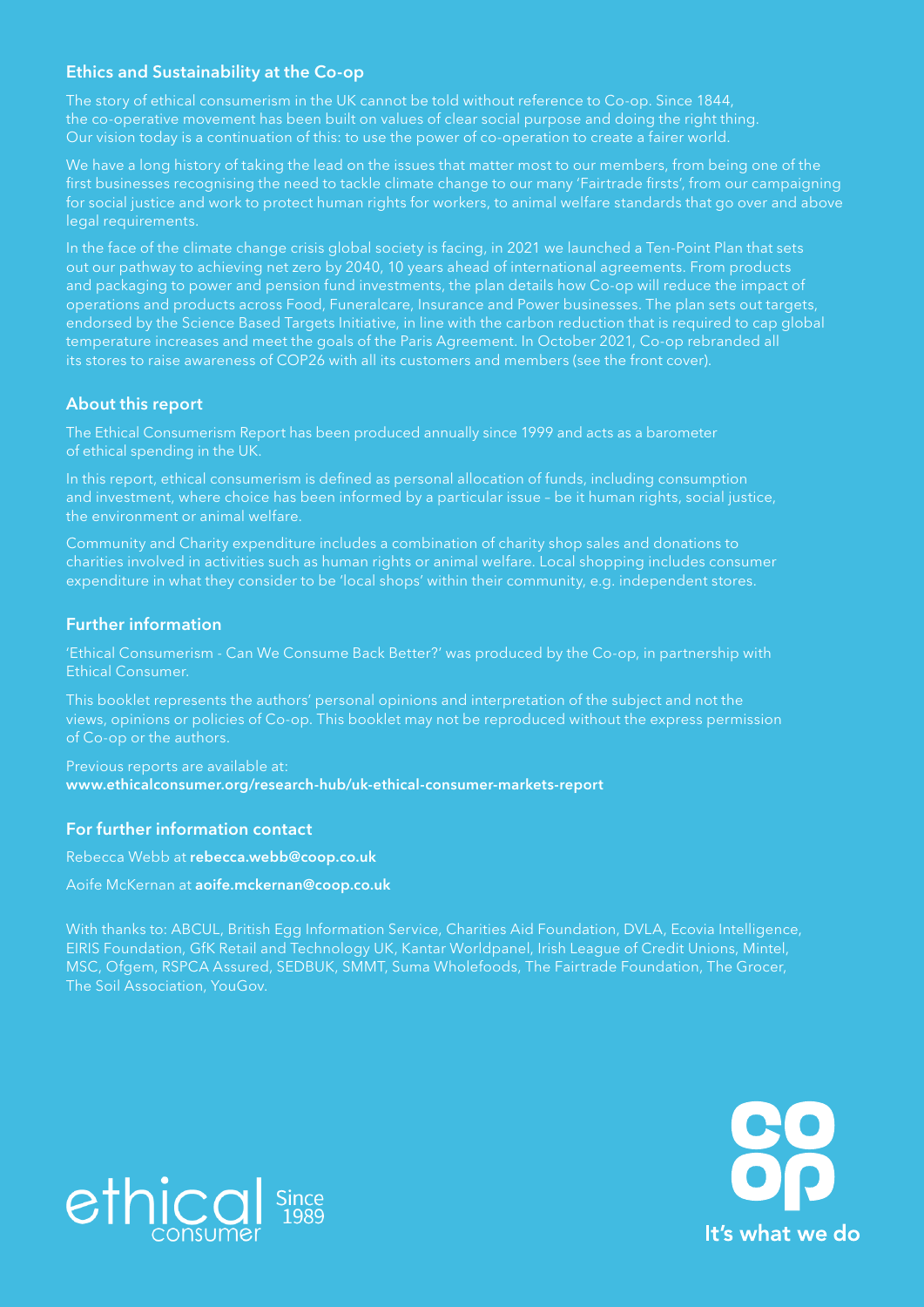## Ethics and Sustainability at the Co-op

The story of ethical consumerism in the UK cannot be told without reference to Co-op. Since 1844, the co-operative movement has been built on values of clear social purpose and doing the right thing. Our vision today is a continuation of this: to use the power of co-operation to create a fairer world.

We have a long history of taking the lead on the issues that matter most to our members, from being one of the first businesses recognising the need to tackle climate change to our many 'Fairtrade firsts', from our campaigning for social justice and work to protect human rights for workers, to animal welfare standards that go over and above legal requirements.

In the face of the climate change crisis global society is facing, in 2021 we launched a Ten-Point Plan that sets out our pathway to achieving net zero by 2040, 10 years ahead of international agreements. From products and packaging to power and pension fund investments, the plan details how Co-op will reduce the impact of operations and products across Food, Funeralcare, Insurance and Power businesses. The plan sets out targets, endorsed by the Science Based Targets Initiative, in line with the carbon reduction that is required to cap global temperature increases and meet the goals of the Paris Agreement. In October 2021, Co-op rebranded all its stores to raise awareness of COP26 with all its customers and members (see the front cover).

## About this report

The Ethical Consumerism Report has been produced annually since 1999 and acts as a barometer of ethical spending in the UK.

In this report, ethical consumerism is defined as personal allocation of funds, including consumption and investment, where choice has been informed by a particular issue – be it human rights, social justice, the environment or animal welfare.

Community and Charity expenditure includes a combination of charity shop sales and donations to charities involved in activities such as human rights or animal welfare. Local shopping includes consumer expenditure in what they consider to be 'local shops' within their community, e.g. independent stores.

## Further information

'Ethical Consumerism - Can We Consume Back Better?' was produced by the Co-op, in partnership with Ethical Consumer.

This booklet represents the authors' personal opinions and interpretation of the subject and not the views, opinions or policies of Co-op. This booklet may not be reproduced without the express permission of Co-op or the authors.

Previous reports are available at:
**www.ethicalconsumer.org/research-hub/uk-ethical-consumer-markets-report**

## For further information contact

Rebecca Webb at **rebecca.webb@coop.co.uk**

Aoife McKernan at **aoife.mckernan@coop.co.uk**

With thanks to: ABCUL, British Egg Information Service, Charities Aid Foundation, DVLA, Ecovia Intelligence, EIRIS Foundation, GfK Retail and Technology UK, Kantar Worldpanel, Irish League of Credit Unions, Mintel, MSC, Ofgem, RSPCA Assured, SEDBUK, SMMT, Suma Wholefoods, The Fairtrade Foundation, The Grocer, The Soil Association, YouGov.

ethical consumer Since 1989

co op It's what we do